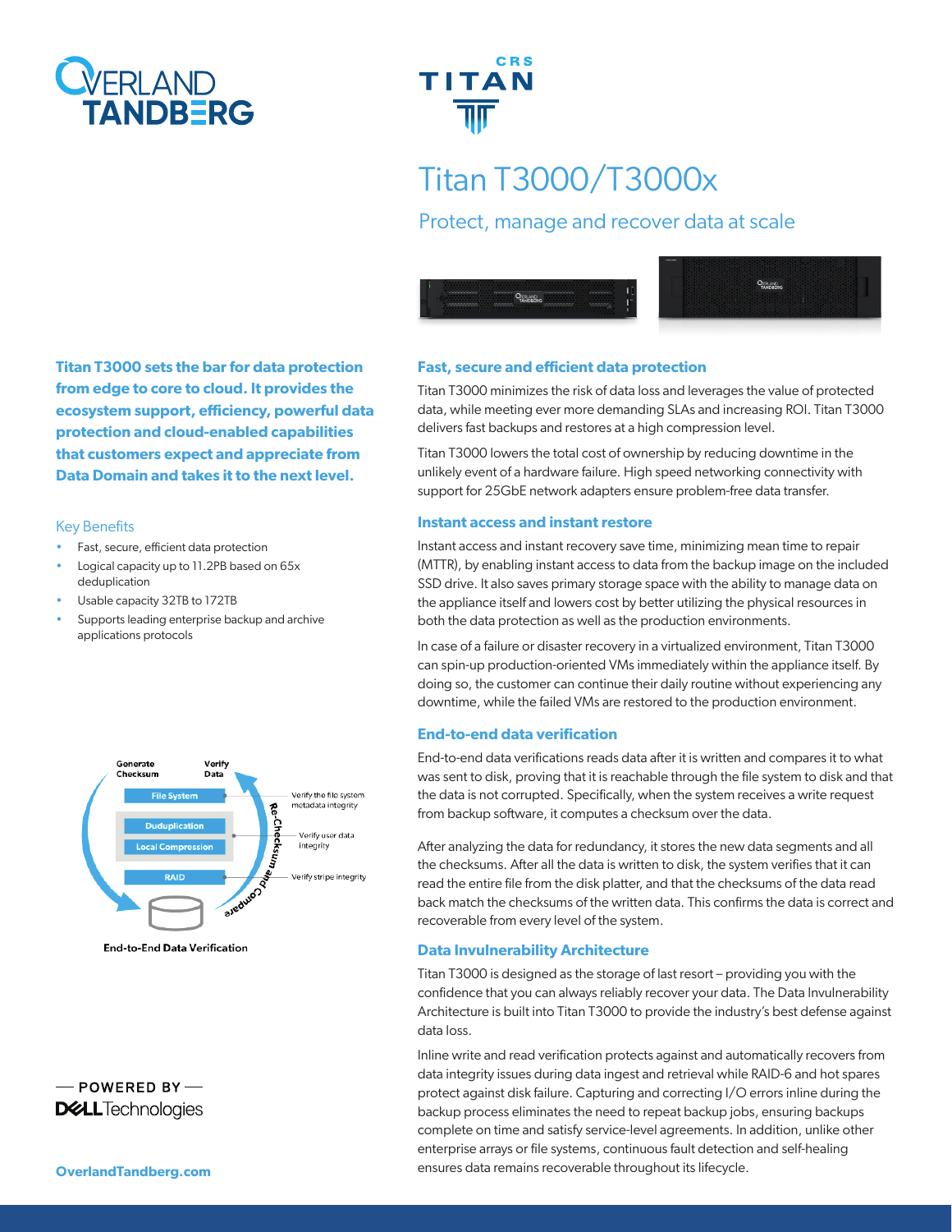OVERLAND TANDBERG

CRS TITAN

# Titan T3000/T3000x

## Protect, manage and recover data at scale

**Titan T3000 sets the bar for data protection from edge to core to cloud. It provides the ecosystem support, efficiency, powerful data protection and cloud-enabled capabilities that customers expect and appreciate from Data Domain and takes it to the next level.**

### Key Benefits

- Fast, secure, efficient data protection
- Logical capacity up to 11.2PB based on 65x deduplication
- Usable capacity 32TB to 172TB
- Supports leading enterprise backup and archive applications protocols

Generate Checksum | Verify Data

File System — Verify the file system metadata integrity

Duduplication / Local Compression — Verify user data integrity

RAID — Verify stripe integrity

Re-Checksum and Compare

End-to-End Data Verification

### Fast, secure and efficient data protection

Titan T3000 minimizes the risk of data loss and leverages the value of protected data, while meeting ever more demanding SLAs and increasing ROI. Titan T3000 delivers fast backups and restores at a high compression level.

Titan T3000 lowers the total cost of ownership by reducing downtime in the unlikely event of a hardware failure. High speed networking connectivity with support for 25GbE network adapters ensure problem-free data transfer.

### Instant access and instant restore

Instant access and instant recovery save time, minimizing mean time to repair (MTTR), by enabling instant access to data from the backup image on the included SSD drive. It also saves primary storage space with the ability to manage data on the appliance itself and lowers cost by better utilizing the physical resources in both the data protection as well as the production environments.

In case of a failure or disaster recovery in a virtualized environment, Titan T3000 can spin-up production-oriented VMs immediately within the appliance itself. By doing so, the customer can continue their daily routine without experiencing any downtime, while the failed VMs are restored to the production environment.

### End-to-end data verification

End-to-end data verifications reads data after it is written and compares it to what was sent to disk, proving that it is reachable through the file system to disk and that the data is not corrupted. Specifically, when the system receives a write request from backup software, it computes a checksum over the data.

After analyzing the data for redundancy, it stores the new data segments and all the checksums. After all the data is written to disk, the system verifies that it can read the entire file from the disk platter, and that the checksums of the data read back match the checksums of the written data. This confirms the data is correct and recoverable from every level of the system.

### Data Invulnerability Architecture

Titan T3000 is designed as the storage of last resort – providing you with the confidence that you can always reliably recover your data. The Data Invulnerability Architecture is built into Titan T3000 to provide the industry's best defense against data loss.

Inline write and read verification protects against and automatically recovers from data integrity issues during data ingest and retrieval while RAID-6 and hot spares protect against disk failure. Capturing and correcting I/O errors inline during the backup process eliminates the need to repeat backup jobs, ensuring backups complete on time and satisfy service-level agreements. In addition, unlike other enterprise arrays or file systems, continuous fault detection and self-healing ensures data remains recoverable throughout its lifecycle.

— POWERED BY —
DELL Technologies

OverlandTandberg.com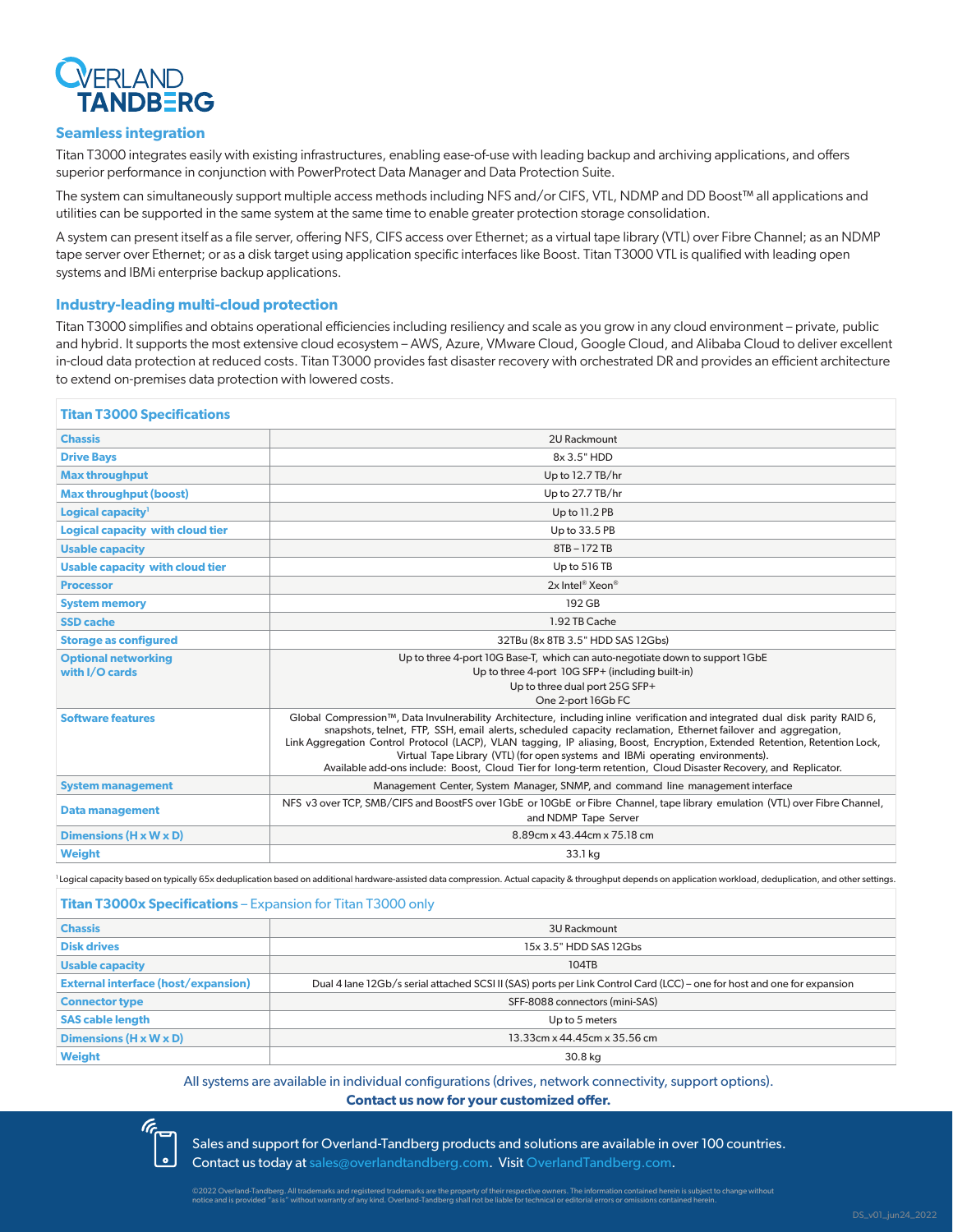## Seamless integration

Titan T3000 integrates easily with existing infrastructures, enabling ease-of-use with leading backup and archiving applications, and offers superior performance in conjunction with PowerProtect Data Manager and Data Protection Suite.

The system can simultaneously support multiple access methods including NFS and/or CIFS, VTL, NDMP and DD Boost™ all applications and utilities can be supported in the same system at the same time to enable greater protection storage consolidation.

A system can present itself as a file server, offering NFS, CIFS access over Ethernet; as a virtual tape library (VTL) over Fibre Channel; as an NDMP tape server over Ethernet; or as a disk target using application specific interfaces like Boost. Titan T3000 VTL is qualified with leading open systems and IBMi enterprise backup applications.

## Industry-leading multi-cloud protection

Titan T3000 simplifies and obtains operational efficiencies including resiliency and scale as you grow in any cloud environment – private, public and hybrid. It supports the most extensive cloud ecosystem – AWS, Azure, VMware Cloud, Google Cloud, and Alibaba Cloud to deliver excellent in-cloud data protection at reduced costs. Titan T3000 provides fast disaster recovery with orchestrated DR and provides an efficient architecture to extend on-premises data protection with lowered costs.

### Titan T3000 Specifications

| | |
|---|---|
| **Chassis** | 2U Rackmount |
| **Drive Bays** | 8x 3.5" HDD |
| **Max throughput** | Up to 12.7 TB/hr |
| **Max throughput (boost)** | Up to 27.7 TB/hr |
| **Logical capacity**[1] | Up to 11.2 PB |
| **Logical capacity with cloud tier** | Up to 33.5 PB |
| **Usable capacity** | 8TB – 172 TB |
| **Usable capacity with cloud tier** | Up to 516 TB |
| **Processor** | 2x Intel® Xeon® |
| **System memory** | 192 GB |
| **SSD cache** | 1.92 TB Cache |
| **Storage as configured** | 32TBu (8x 8TB 3.5" HDD SAS 12Gbs) |
| **Optional networking with I/O cards** | Up to three 4-port 10G Base-T, which can auto-negotiate down to support 1GbE<br>Up to three 4-port 10G SFP+ (including built-in)<br>Up to three dual port 25G SFP+<br>One 2-port 16Gb FC |
| **Software features** | Global Compression™, Data Invulnerability Architecture, including inline verification and integrated dual disk parity RAID 6, snapshots, telnet, FTP, SSH, email alerts, scheduled capacity reclamation, Ethernet failover and aggregation, Link Aggregation Control Protocol (LACP), VLAN tagging, IP aliasing, Boost, Encryption, Extended Retention, Retention Lock, Virtual Tape Library (VTL) (for open systems and IBMi operating environments).<br>Available add-ons include: Boost, Cloud Tier for long-term retention, Cloud Disaster Recovery, and Replicator. |
| **System management** | Management Center, System Manager, SNMP, and command line management interface |
| **Data management** | NFS v3 over TCP, SMB/CIFS and BoostFS over 1GbE or 10GbE or Fibre Channel, tape library emulation (VTL) over Fibre Channel, and NDMP Tape Server |
| **Dimensions (H x W x D)** | 8.89cm x 43.44cm x 75.18 cm |
| **Weight** | 33.1 kg |

[1] Logical capacity based on typically 65x deduplication based on additional hardware-assisted data compression. Actual capacity & throughput depends on application workload, deduplication, and other settings.

### Titan T3000x Specifications – Expansion for Titan T3000 only

| | |
|---|---|
| **Chassis** | 3U Rackmount |
| **Disk drives** | 15x 3.5" HDD SAS 12Gbs |
| **Usable capacity** | 104TB |
| **External interface (host/expansion)** | Dual 4 lane 12Gb/s serial attached SCSI II (SAS) ports per Link Control Card (LCC) – one for host and one for expansion |
| **Connector type** | SFF-8088 connectors (mini-SAS) |
| **SAS cable length** | Up to 5 meters |
| **Dimensions (H x W x D)** | 13.33cm x 44.45cm x 35.56 cm |
| **Weight** | 30.8 kg |

All systems are available in individual configurations (drives, network connectivity, support options).

**Contact us now for your customized offer.**

Sales and support for Overland-Tandberg products and solutions are available in over 100 countries. Contact us today at sales@overlandtandberg.com. Visit OverlandTandberg.com.

©2022 Overland-Tandberg. All trademarks and registered trademarks are the property of their respective owners. The information contained herein is subject to change without notice and is provided "as is" without warranty of any kind. Overland-Tandberg shall not be liable for technical or editorial errors or omissions contained herein.

DS_v01_jun24_2022